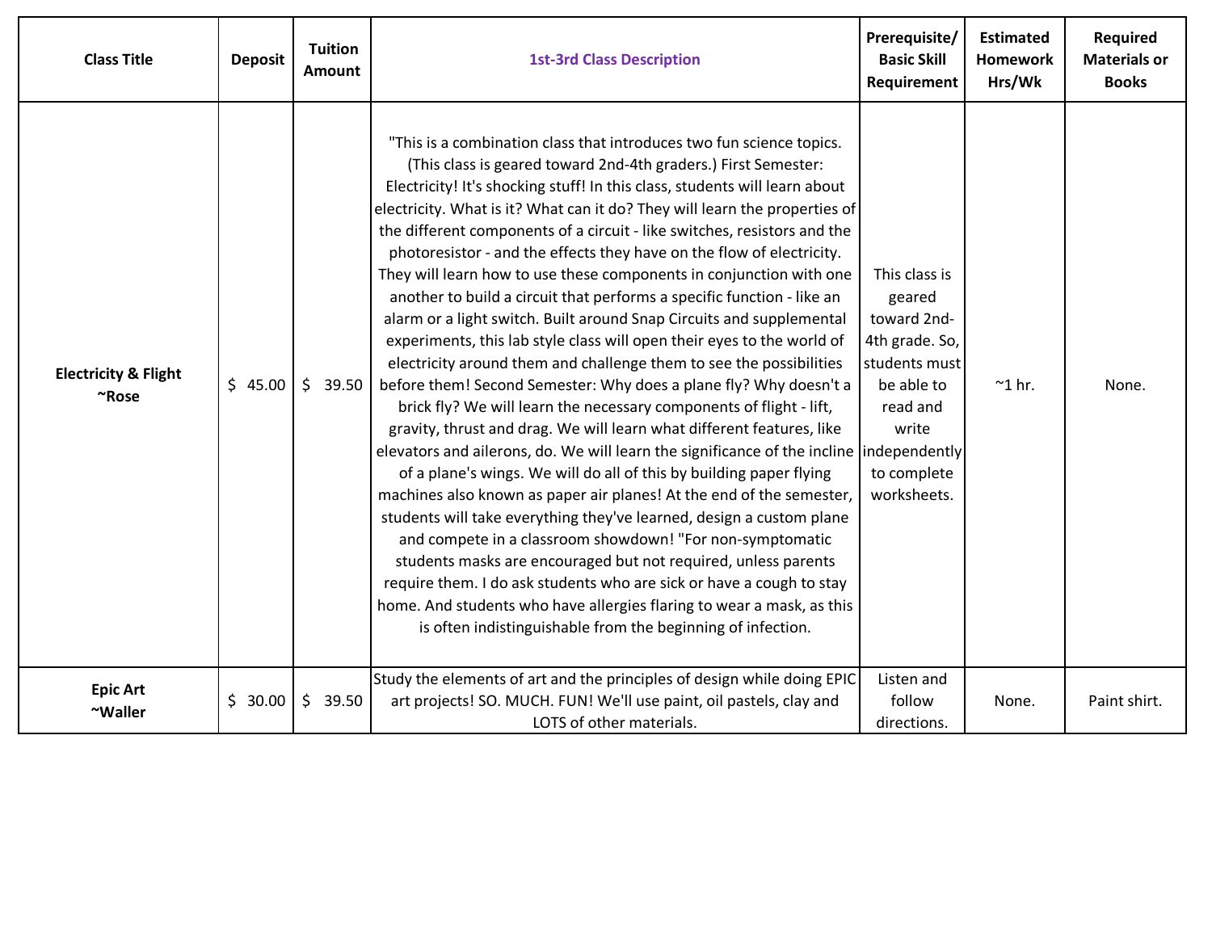| Class Title | Deposit | Tuition Amount | 1st-3rd Class Description | Prerequisite/ Basic Skill Requirement | Estimated Homework Hrs/Wk | Required Materials or Books |
|---|---|---|---|---|---|---|
| **Electricity & Flight ~Rose** | $ 45.00 | $ 39.50 | "This is a combination class that introduces two fun science topics. (This class is geared toward 2nd-4th graders.) First Semester: Electricity! It's shocking stuff! In this class, students will learn about electricity. What is it? What can it do? They will learn the properties of the different components of a circuit - like switches, resistors and the photoresistor - and the effects they have on the flow of electricity. They will learn how to use these components in conjunction with one another to build a circuit that performs a specific function - like an alarm or a light switch. Built around Snap Circuits and supplemental experiments, this lab style class will open their eyes to the world of electricity around them and challenge them to see the possibilities before them! Second Semester: Why does a plane fly? Why doesn't a brick fly? We will learn the necessary components of flight - lift, gravity, thrust and drag. We will learn what different features, like elevators and ailerons, do. We will learn the significance of the incline of a plane's wings. We will do all of this by building paper flying machines also known as paper air planes! At the end of the semester, students will take everything they've learned, design a custom plane and compete in a classroom showdown! "For non-symptomatic students masks are encouraged but not required, unless parents require them. I do ask students who are sick or have a cough to stay home. And students who have allergies flaring to wear a mask, as this is often indistinguishable from the beginning of infection. | This class is geared toward 2nd-4th grade. So, students must be able to read and write independently to complete worksheets. | ~1 hr. | None. |
| **Epic Art ~Waller** | $ 30.00 | $ 39.50 | Study the elements of art and the principles of design while doing EPIC art projects! SO. MUCH. FUN! We'll use paint, oil pastels, clay and LOTS of other materials. | Listen and follow directions. | None. | Paint shirt. |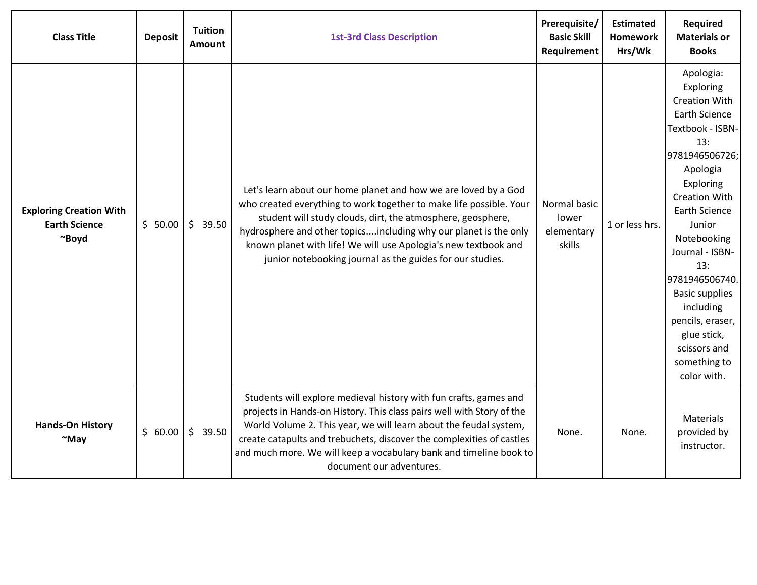| Class Title | Deposit | Tuition Amount | 1st-3rd Class Description | Prerequisite/ Basic Skill Requirement | Estimated Homework Hrs/Wk | Required Materials or Books |
|---|---|---|---|---|---|---|
| **Exploring Creation With Earth Science ~Boyd** | $ 50.00 | $ 39.50 | Let's learn about our home planet and how we are loved by a God who created everything to work together to make life possible. Your student will study clouds, dirt, the atmosphere, geosphere, hydrosphere and other topics....including why our planet is the only known planet with life! We will use Apologia's new textbook and junior notebooking journal as the guides for our studies. | Normal basic lower elementary skills | 1 or less hrs. | Apologia: Exploring Creation With Earth Science Textbook - ISBN-13: 9781946506726; Apologia Exploring Creation With Earth Science Junior Notebooking Journal - ISBN-13: 9781946506740. Basic supplies including pencils, eraser, glue stick, scissors and something to color with. |
| **Hands-On History ~May** | $ 60.00 | $ 39.50 | Students will explore medieval history with fun crafts, games and projects in Hands-on History. This class pairs well with Story of the World Volume 2. This year, we will learn about the feudal system, create catapults and trebuchets, discover the complexities of castles and much more. We will keep a vocabulary bank and timeline book to document our adventures. | None. | None. | Materials provided by instructor. |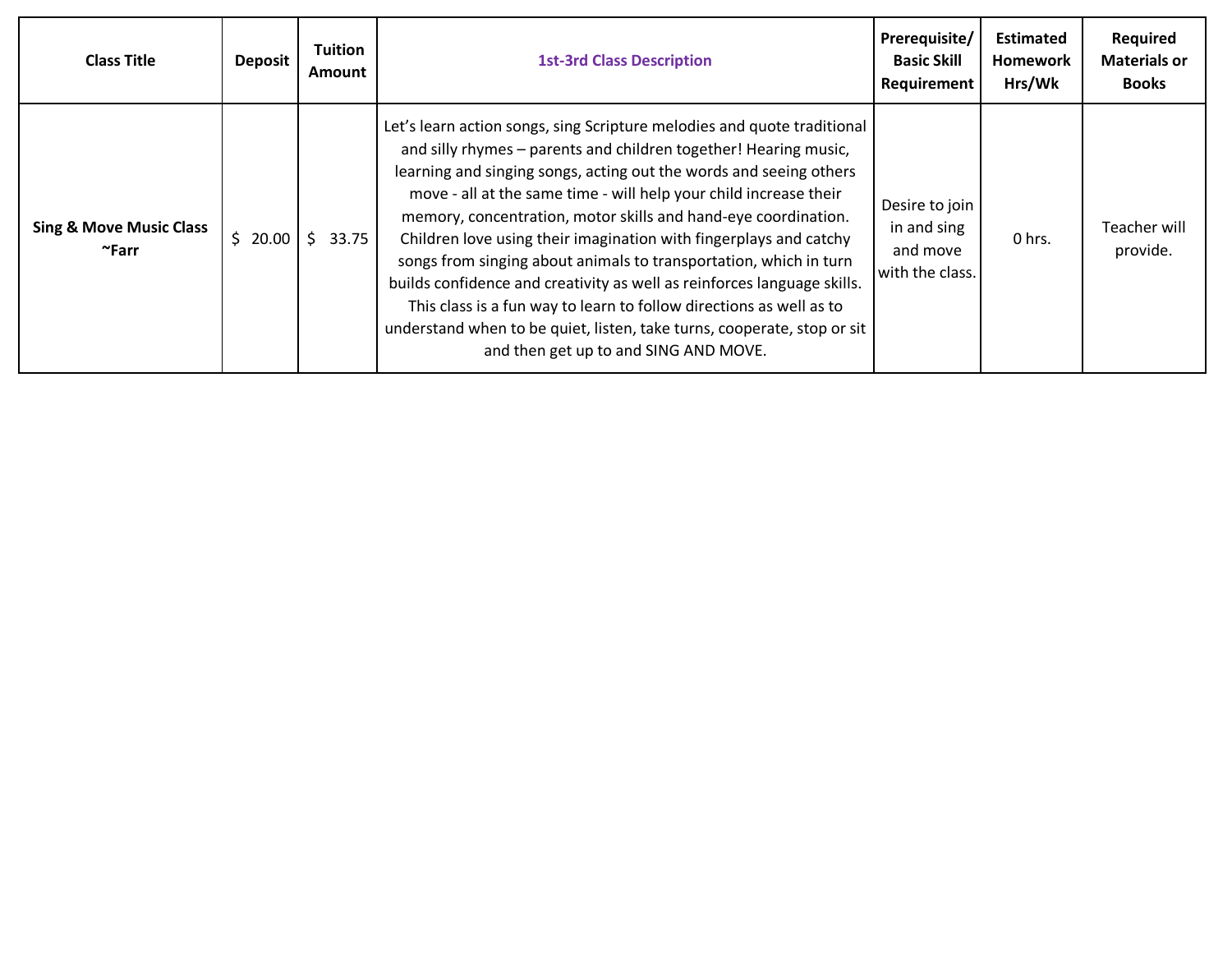| Class Title | Deposit | Tuition Amount | 1st-3rd Class Description | Prerequisite/ Basic Skill Requirement | Estimated Homework Hrs/Wk | Required Materials or Books |
|---|---|---|---|---|---|---|
| **Sing & Move Music Class ~Farr** | $ 20.00 | $ 33.75 | Let's learn action songs, sing Scripture melodies and quote traditional and silly rhymes – parents and children together! Hearing music, learning and singing songs, acting out the words and seeing others move - all at the same time - will help your child increase their memory, concentration, motor skills and hand-eye coordination. Children love using their imagination with fingerplays and catchy songs from singing about animals to transportation, which in turn builds confidence and creativity as well as reinforces language skills. This class is a fun way to learn to follow directions as well as to understand when to be quiet, listen, take turns, cooperate, stop or sit and then get up to and SING AND MOVE. | Desire to join in and sing and move with the class. | 0 hrs. | Teacher will provide. |